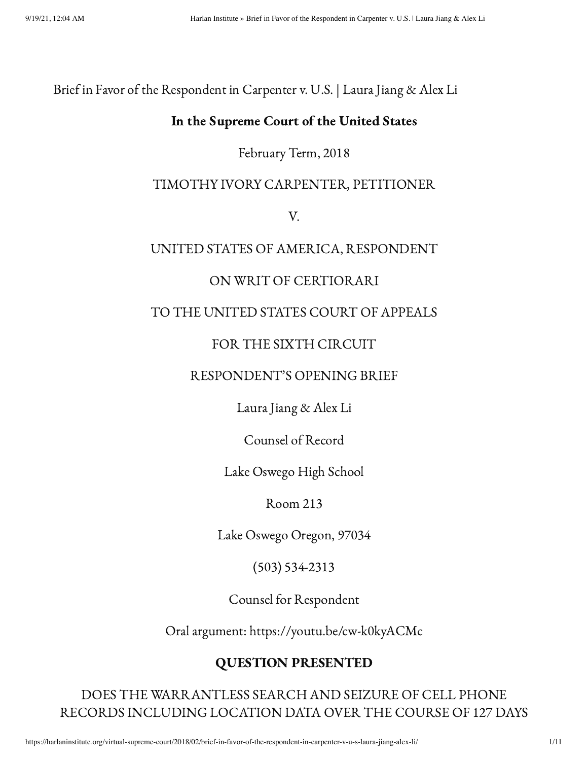Brief in Favor of the Respondent in Carpenter v. U.S. | Laura Jiang & Alex Li

**In the Supreme Court of the United States**

February Term, 2018

TIMOTHY IVORY CARPENTER, PETITIONER

V.

UNITED STATES OF AMERICA, RESPONDENT

ON WRIT OF CERTIORARI

TO THE UNITED STATES COURT OF APPEALS

FOR THE SIXTH CIRCUIT

RESPONDENT'S OPENING BRIEF

Laura Jiang & Alex Li

Counsel of Record

Lake Oswego High School

Room 213

Lake Oswego Oregon, 97034

(503) 534-2313

Counsel for Respondent

Oral argument: https://youtu.be/cw-k0kyACMc

## QUESTION PRESENTED

DOES THE WARRANTLESS SEARCH AND SEIZURE OF CELL PHONE RECORDS INCLUDING LOCATION DATA OVER THE COURSE OF 127 DAYS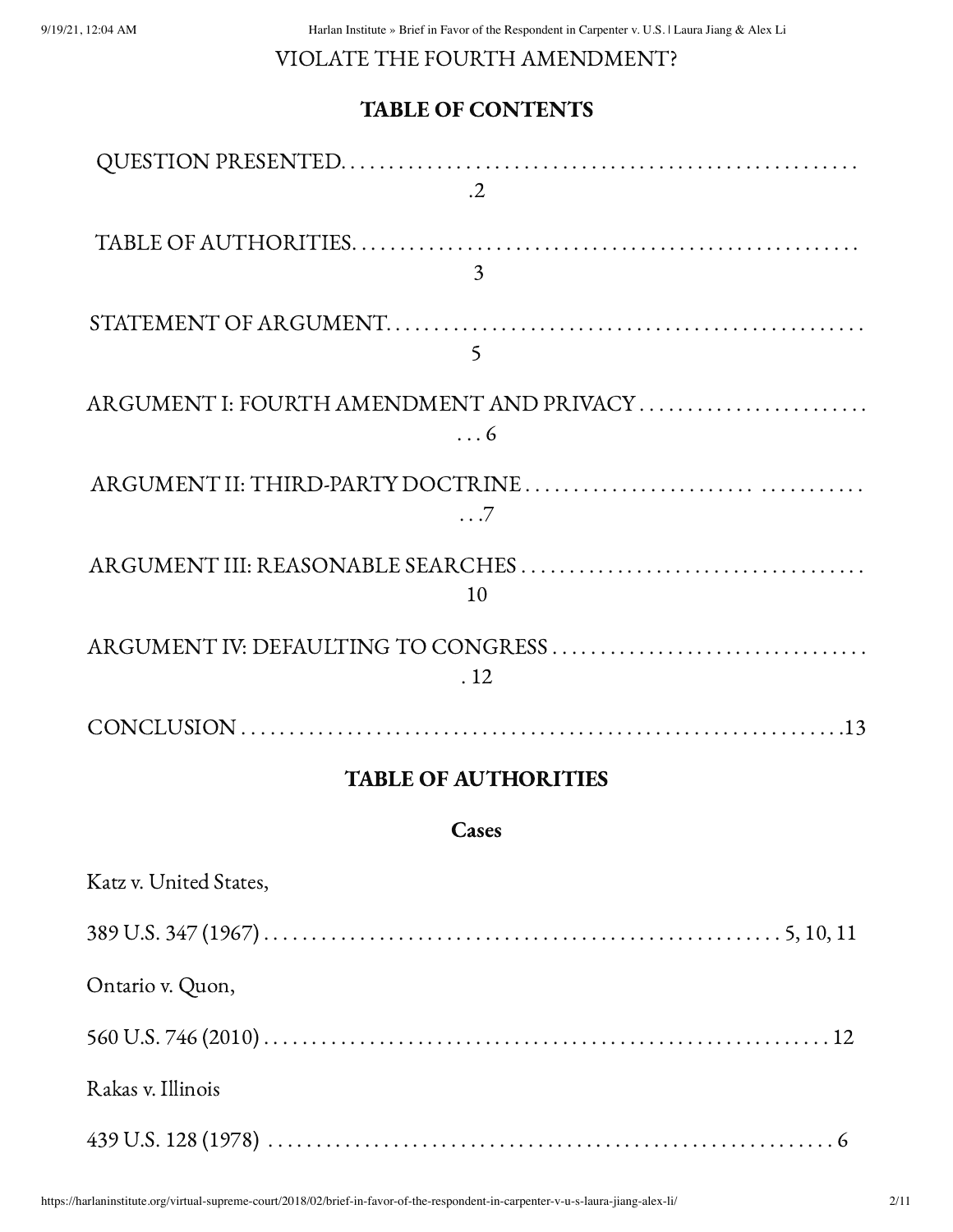VIOLATE THE FOURTH AMENDMENT?

## TABLE OF CONTENTS

QUESTION PRESENTED. . . . . . . . . . . . . . . . . . . . . . . . . . . . . . . . . . . . . . . . . . . . . . . . . . . . .2

TABLE OF AUTHORITIES. . . . . . . . . . . . . . . . . . . . . . . . . . . . . . . . . . . . . . . . . . . . . . . . . . . . 3

STATEMENT OF ARGUMENT. . . . . . . . . . . . . . . . . . . . . . . . . . . . . . . . . . . . . . . . . . . . . . . . . 5

ARGUMENT I: FOURTH AMENDMENT AND PRIVACY . . . . . . . . . . . . . . . . . . . . . . . . . . . 6

ARGUMENT II: THIRD-PARTY DOCTRINE . . . . . . . . . . . . . . . . . . . . . . . . . . . . . . . . . . .7

ARGUMENT III: REASONABLE SEARCHES . . . . . . . . . . . . . . . . . . . . . . . . . . . . . . . . . . . 10

ARGUMENT IV: DEFAULTING TO CONGRESS . . . . . . . . . . . . . . . . . . . . . . . . . . . . . . . . . 12

CONCLUSION . . . . . . . . . . . . . . . . . . . . . . . . . . . . . . . . . . . . . . . . . . . . . . . . . . . . . . . . . . . .13

## TABLE OF AUTHORITIES

### Cases

Katz v. United States,

389 U.S. 347 (1967) . . . . . . . . . . . . . . . . . . . . . . . . . . . . . . . . . . . . . . . . . . . . . . . . . . . . 5, 10, 11

Ontario v. Quon,

560 U.S. 746 (2010) . . . . . . . . . . . . . . . . . . . . . . . . . . . . . . . . . . . . . . . . . . . . . . . . . . . . . . . . 12

Rakas v. Illinois

439 U.S. 128 (1978) . . . . . . . . . . . . . . . . . . . . . . . . . . . . . . . . . . . . . . . . . . . . . . . . . . . . . . . . 6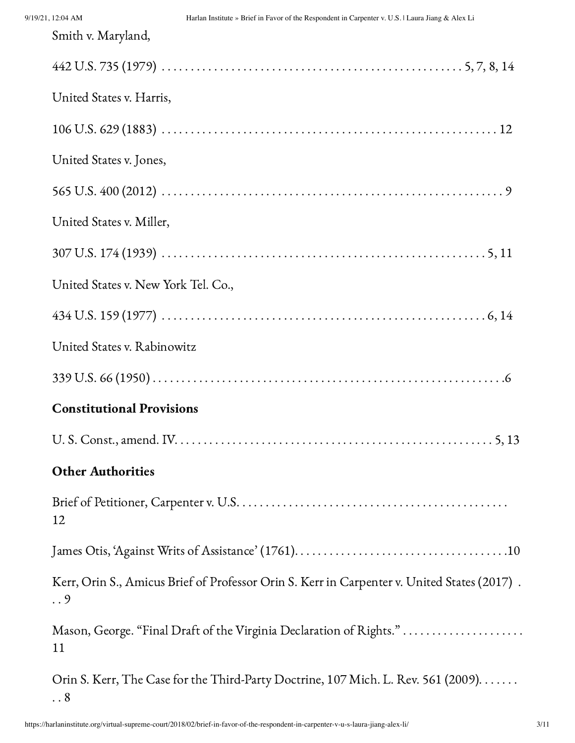Smith v. Maryland,

442 U.S. 735 (1979) . . . . . . . . . . . . . . . . . . . . . . . . . . . . . . . . . . . . . . . . . . . . . . . . . . . . 5, 7, 8, 14

United States v. Harris,

106 U.S. 629 (1883) . . . . . . . . . . . . . . . . . . . . . . . . . . . . . . . . . . . . . . . . . . . . . . . . . . . . . . . . . 12

United States v. Jones,

565 U.S. 400 (2012) . . . . . . . . . . . . . . . . . . . . . . . . . . . . . . . . . . . . . . . . . . . . . . . . . . . . . . . . . . 9

United States v. Miller,

307 U.S. 174 (1939) . . . . . . . . . . . . . . . . . . . . . . . . . . . . . . . . . . . . . . . . . . . . . . . . . . . . . . . 5, 11

United States v. New York Tel. Co.,

434 U.S. 159 (1977) . . . . . . . . . . . . . . . . . . . . . . . . . . . . . . . . . . . . . . . . . . . . . . . . . . . . . . . 6, 14

United States v. Rabinowitz

339 U.S. 66 (1950) . . . . . . . . . . . . . . . . . . . . . . . . . . . . . . . . . . . . . . . . . . . . . . . . . . . . . . . . . . .6

**Constitutional Provisions**

U. S. Const., amend. IV. . . . . . . . . . . . . . . . . . . . . . . . . . . . . . . . . . . . . . . . . . . . . . . . . . . . . . 5, 13

**Other Authorities**

Brief of Petitioner, Carpenter v. U.S. . . . . . . . . . . . . . . . . . . . . . . . . . . . . . . . . . . . . . . . . . . . . . . 12

James Otis, 'Against Writs of Assistance' (1761). . . . . . . . . . . . . . . . . . . . . . . . . . . . . . . . . . . . .10

Kerr, Orin S., Amicus Brief of Professor Orin S. Kerr in Carpenter v. United States (2017) . . . 9

Mason, George. "Final Draft of the Virginia Declaration of Rights." . . . . . . . . . . . . . . . . . . . . 11

Orin S. Kerr, The Case for the Third-Party Doctrine, 107 Mich. L. Rev. 561 (2009). . . . . . . . 8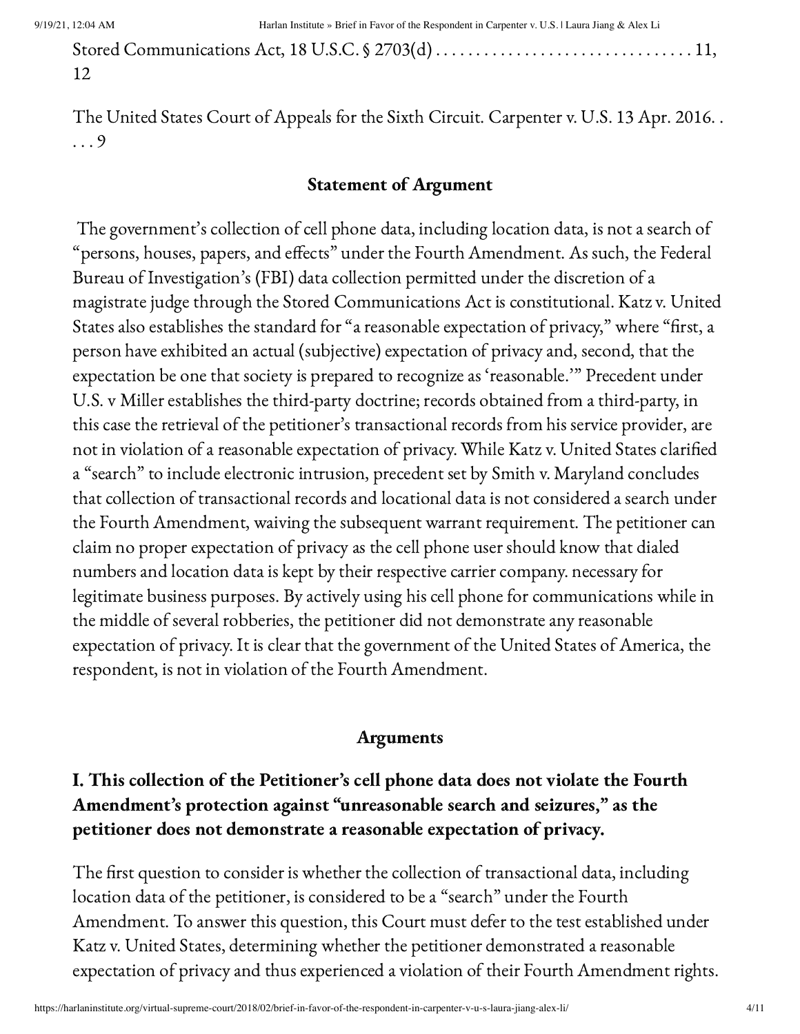Stored Communications Act, 18 U.S.C. § 2703(d) . . . . . . . . . . . . . . . . . . . . . . . . . . . . . . . . 11, 12

The United States Court of Appeals for the Sixth Circuit. Carpenter v. U.S. 13 Apr. 2016. . . . . 9

## Statement of Argument

The government's collection of cell phone data, including location data, is not a search of "persons, houses, papers, and effects" under the Fourth Amendment. As such, the Federal Bureau of Investigation's (FBI) data collection permitted under the discretion of a magistrate judge through the Stored Communications Act is constitutional. Katz v. United States also establishes the standard for "a reasonable expectation of privacy," where "first, a person have exhibited an actual (subjective) expectation of privacy and, second, that the expectation be one that society is prepared to recognize as 'reasonable.'" Precedent under U.S. v Miller establishes the third-party doctrine; records obtained from a third-party, in this case the retrieval of the petitioner's transactional records from his service provider, are not in violation of a reasonable expectation of privacy. While Katz v. United States clarified a "search" to include electronic intrusion, precedent set by Smith v. Maryland concludes that collection of transactional records and locational data is not considered a search under the Fourth Amendment, waiving the subsequent warrant requirement. The petitioner can claim no proper expectation of privacy as the cell phone user should know that dialed numbers and location data is kept by their respective carrier company. necessary for legitimate business purposes. By actively using his cell phone for communications while in the middle of several robberies, the petitioner did not demonstrate any reasonable expectation of privacy. It is clear that the government of the United States of America, the respondent, is not in violation of the Fourth Amendment.

## Arguments

### I. This collection of the Petitioner's cell phone data does not violate the Fourth Amendment's protection against "unreasonable search and seizures," as the petitioner does not demonstrate a reasonable expectation of privacy.

The first question to consider is whether the collection of transactional data, including location data of the petitioner, is considered to be a "search" under the Fourth Amendment. To answer this question, this Court must defer to the test established under Katz v. United States, determining whether the petitioner demonstrated a reasonable expectation of privacy and thus experienced a violation of their Fourth Amendment rights.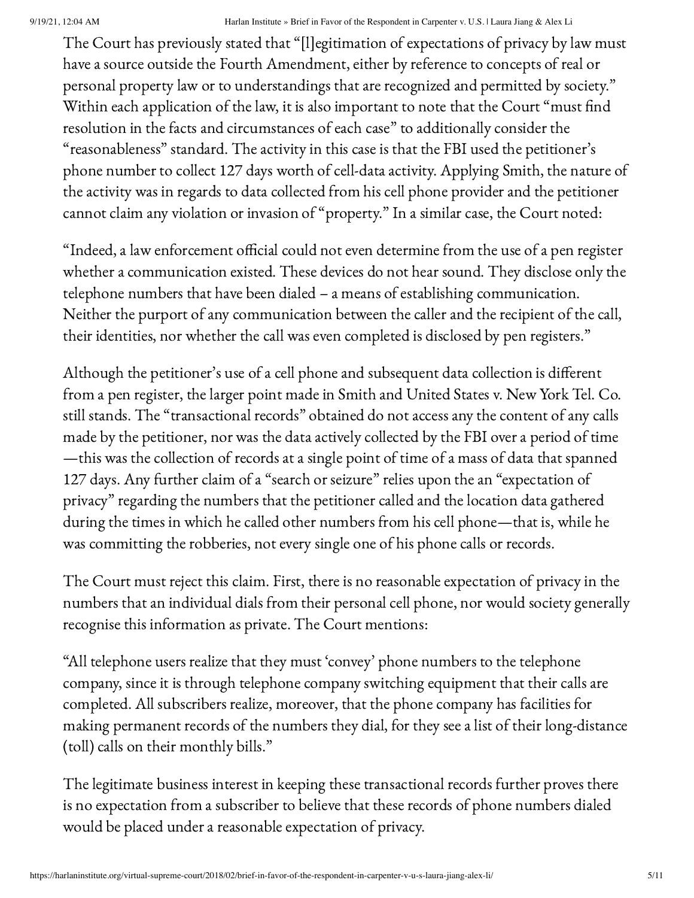The Court has previously stated that "[l]egitimation of expectations of privacy by law must have a source outside the Fourth Amendment, either by reference to concepts of real or personal property law or to understandings that are recognized and permitted by society." Within each application of the law, it is also important to note that the Court "must find resolution in the facts and circumstances of each case" to additionally consider the "reasonableness" standard. The activity in this case is that the FBI used the petitioner's phone number to collect 127 days worth of cell-data activity. Applying Smith, the nature of the activity was in regards to data collected from his cell phone provider and the petitioner cannot claim any violation or invasion of "property." In a similar case, the Court noted:

"Indeed, a law enforcement official could not even determine from the use of a pen register whether a communication existed. These devices do not hear sound. They disclose only the telephone numbers that have been dialed – a means of establishing communication. Neither the purport of any communication between the caller and the recipient of the call, their identities, nor whether the call was even completed is disclosed by pen registers."

Although the petitioner's use of a cell phone and subsequent data collection is different from a pen register, the larger point made in Smith and United States v. New York Tel. Co. still stands. The "transactional records" obtained do not access any the content of any calls made by the petitioner, nor was the data actively collected by the FBI over a period of time —this was the collection of records at a single point of time of a mass of data that spanned 127 days. Any further claim of a "search or seizure" relies upon the an "expectation of privacy" regarding the numbers that the petitioner called and the location data gathered during the times in which he called other numbers from his cell phone—that is, while he was committing the robberies, not every single one of his phone calls or records.

The Court must reject this claim. First, there is no reasonable expectation of privacy in the numbers that an individual dials from their personal cell phone, nor would society generally recognise this information as private. The Court mentions:

"All telephone users realize that they must 'convey' phone numbers to the telephone company, since it is through telephone company switching equipment that their calls are completed. All subscribers realize, moreover, that the phone company has facilities for making permanent records of the numbers they dial, for they see a list of their long-distance (toll) calls on their monthly bills."

The legitimate business interest in keeping these transactional records further proves there is no expectation from a subscriber to believe that these records of phone numbers dialed would be placed under a reasonable expectation of privacy.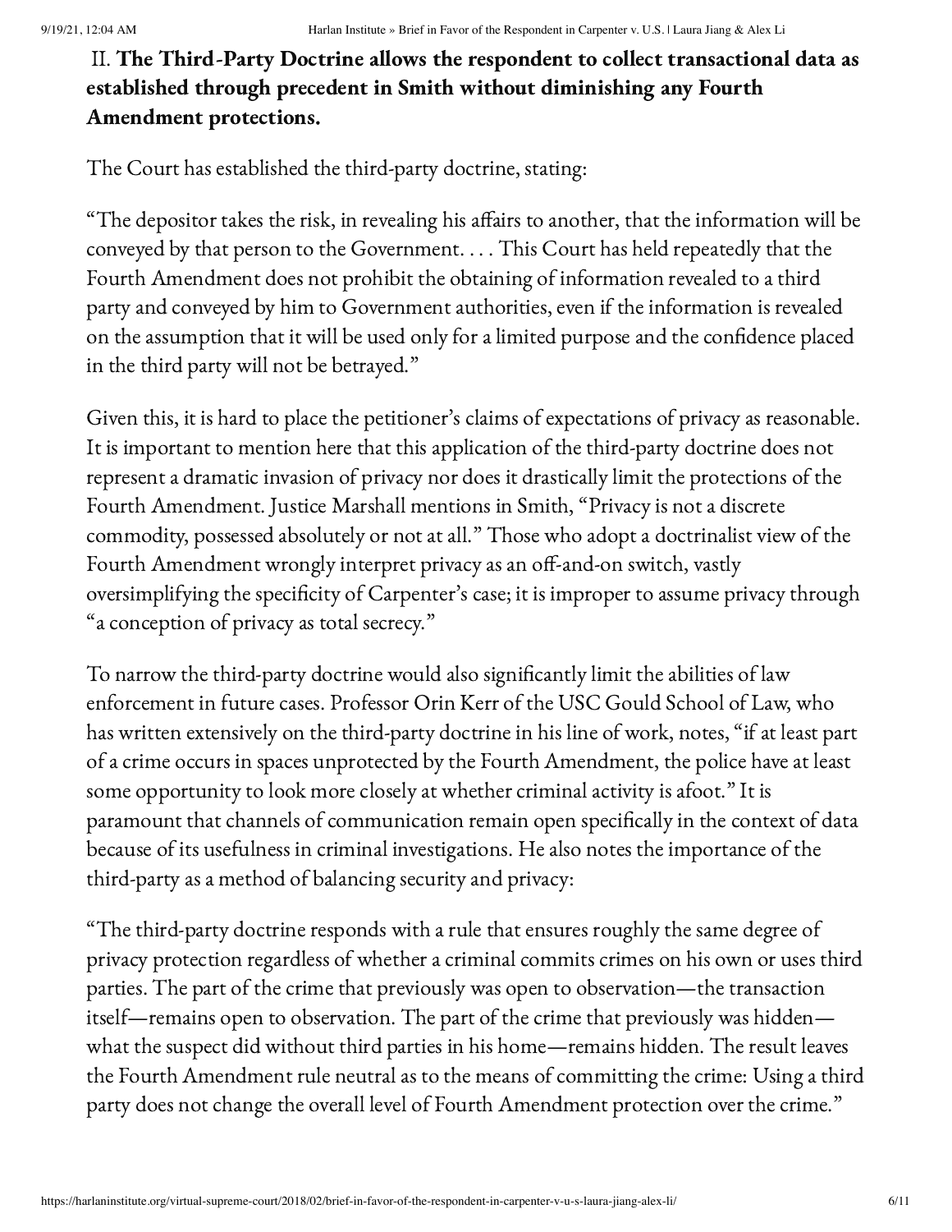## II. **The Third-Party Doctrine allows the respondent to collect transactional data as established through precedent in Smith without diminishing any Fourth Amendment protections.**

The Court has established the third-party doctrine, stating:

"The depositor takes the risk, in revealing his affairs to another, that the information will be conveyed by that person to the Government. . . . This Court has held repeatedly that the Fourth Amendment does not prohibit the obtaining of information revealed to a third party and conveyed by him to Government authorities, even if the information is revealed on the assumption that it will be used only for a limited purpose and the confidence placed in the third party will not be betrayed."

Given this, it is hard to place the petitioner's claims of expectations of privacy as reasonable. It is important to mention here that this application of the third-party doctrine does not represent a dramatic invasion of privacy nor does it drastically limit the protections of the Fourth Amendment. Justice Marshall mentions in Smith, "Privacy is not a discrete commodity, possessed absolutely or not at all." Those who adopt a doctrinalist view of the Fourth Amendment wrongly interpret privacy as an off-and-on switch, vastly oversimplifying the specificity of Carpenter's case; it is improper to assume privacy through "a conception of privacy as total secrecy."

To narrow the third-party doctrine would also significantly limit the abilities of law enforcement in future cases. Professor Orin Kerr of the USC Gould School of Law, who has written extensively on the third-party doctrine in his line of work, notes, "if at least part of a crime occurs in spaces unprotected by the Fourth Amendment, the police have at least some opportunity to look more closely at whether criminal activity is afoot." It is paramount that channels of communication remain open specifically in the context of data because of its usefulness in criminal investigations. He also notes the importance of the third-party as a method of balancing security and privacy:

"The third-party doctrine responds with a rule that ensures roughly the same degree of privacy protection regardless of whether a criminal commits crimes on his own or uses third parties. The part of the crime that previously was open to observation—the transaction itself—remains open to observation. The part of the crime that previously was hidden—what the suspect did without third parties in his home—remains hidden. The result leaves the Fourth Amendment rule neutral as to the means of committing the crime: Using a third party does not change the overall level of Fourth Amendment protection over the crime."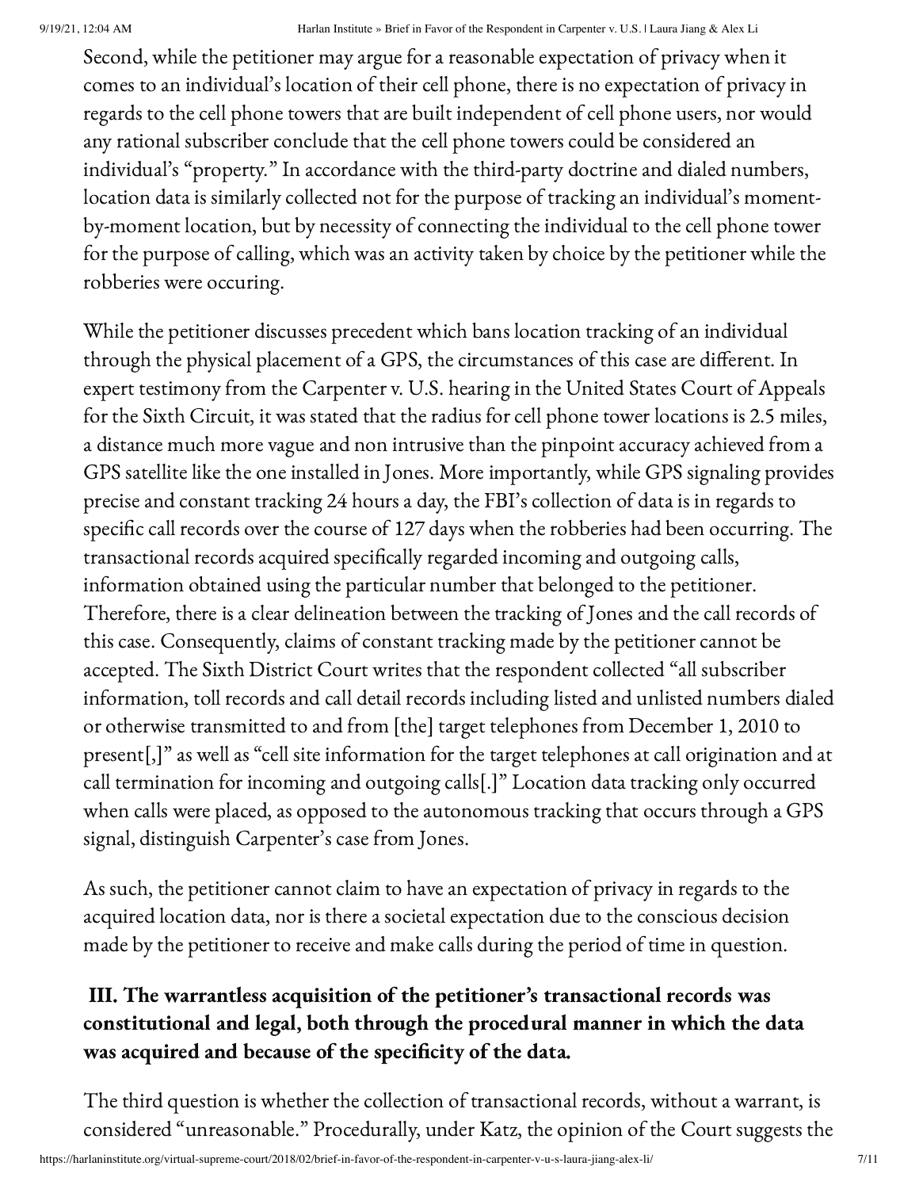Second, while the petitioner may argue for a reasonable expectation of privacy when it comes to an individual's location of their cell phone, there is no expectation of privacy in regards to the cell phone towers that are built independent of cell phone users, nor would any rational subscriber conclude that the cell phone towers could be considered an individual's "property." In accordance with the third-party doctrine and dialed numbers, location data is similarly collected not for the purpose of tracking an individual's moment-by-moment location, but by necessity of connecting the individual to the cell phone tower for the purpose of calling, which was an activity taken by choice by the petitioner while the robberies were occuring.

While the petitioner discusses precedent which bans location tracking of an individual through the physical placement of a GPS, the circumstances of this case are different. In expert testimony from the Carpenter v. U.S. hearing in the United States Court of Appeals for the Sixth Circuit, it was stated that the radius for cell phone tower locations is 2.5 miles, a distance much more vague and non intrusive than the pinpoint accuracy achieved from a GPS satellite like the one installed in Jones. More importantly, while GPS signaling provides precise and constant tracking 24 hours a day, the FBI's collection of data is in regards to specific call records over the course of 127 days when the robberies had been occurring. The transactional records acquired specifically regarded incoming and outgoing calls, information obtained using the particular number that belonged to the petitioner. Therefore, there is a clear delineation between the tracking of Jones and the call records of this case. Consequently, claims of constant tracking made by the petitioner cannot be accepted. The Sixth District Court writes that the respondent collected "all subscriber information, toll records and call detail records including listed and unlisted numbers dialed or otherwise transmitted to and from [the] target telephones from December 1, 2010 to present[,]" as well as "cell site information for the target telephones at call origination and at call termination for incoming and outgoing calls[.]" Location data tracking only occurred when calls were placed, as opposed to the autonomous tracking that occurs through a GPS signal, distinguish Carpenter's case from Jones.

As such, the petitioner cannot claim to have an expectation of privacy in regards to the acquired location data, nor is there a societal expectation due to the conscious decision made by the petitioner to receive and make calls during the period of time in question.

### III. The warrantless acquisition of the petitioner's transactional records was constitutional and legal, both through the procedural manner in which the data was acquired and because of the specificity of the data.

The third question is whether the collection of transactional records, without a warrant, is considered "unreasonable." Procedurally, under Katz, the opinion of the Court suggests the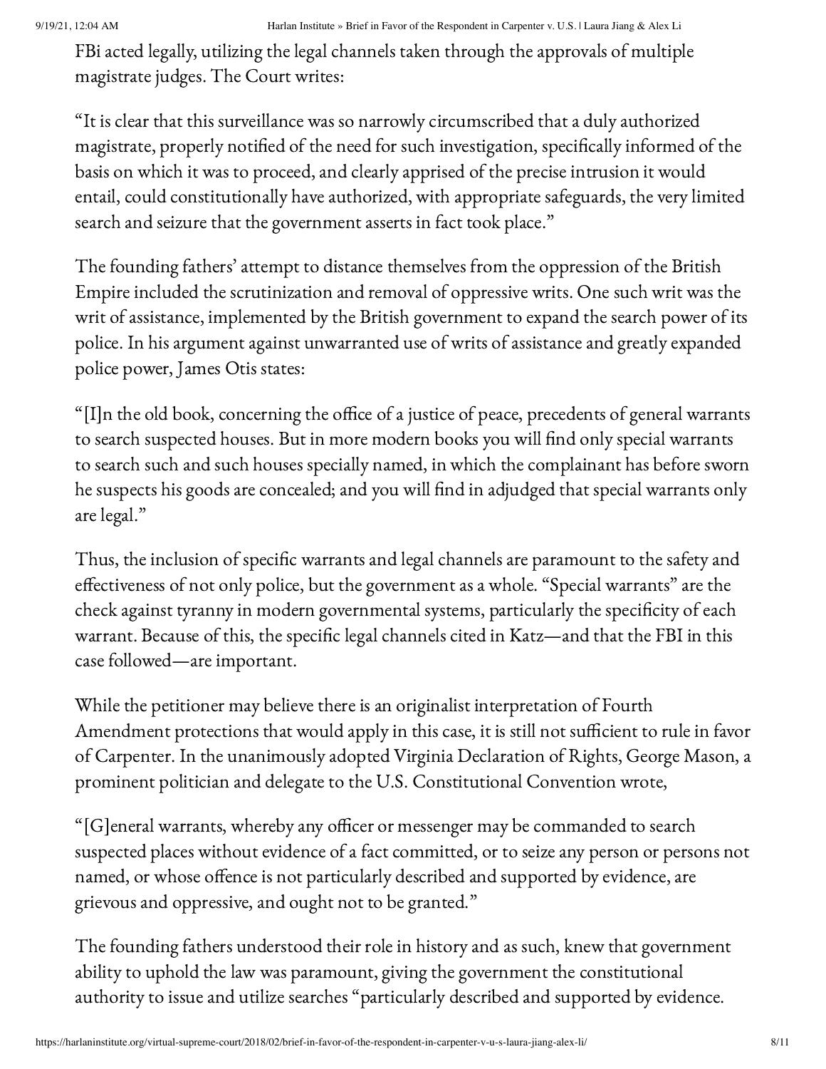FBi acted legally, utilizing the legal channels taken through the approvals of multiple magistrate judges. The Court writes:

"It is clear that this surveillance was so narrowly circumscribed that a duly authorized magistrate, properly notified of the need for such investigation, specifically informed of the basis on which it was to proceed, and clearly apprised of the precise intrusion it would entail, could constitutionally have authorized, with appropriate safeguards, the very limited search and seizure that the government asserts in fact took place."

The founding fathers' attempt to distance themselves from the oppression of the British Empire included the scrutinization and removal of oppressive writs. One such writ was the writ of assistance, implemented by the British government to expand the search power of its police. In his argument against unwarranted use of writs of assistance and greatly expanded police power, James Otis states:

"[I]n the old book, concerning the office of a justice of peace, precedents of general warrants to search suspected houses. But in more modern books you will find only special warrants to search such and such houses specially named, in which the complainant has before sworn he suspects his goods are concealed; and you will find in adjudged that special warrants only are legal."

Thus, the inclusion of specific warrants and legal channels are paramount to the safety and effectiveness of not only police, but the government as a whole. "Special warrants" are the check against tyranny in modern governmental systems, particularly the specificity of each warrant. Because of this, the specific legal channels cited in Katz—and that the FBI in this case followed—are important.

While the petitioner may believe there is an originalist interpretation of Fourth Amendment protections that would apply in this case, it is still not sufficient to rule in favor of Carpenter. In the unanimously adopted Virginia Declaration of Rights, George Mason, a prominent politician and delegate to the U.S. Constitutional Convention wrote,

"[G]eneral warrants, whereby any officer or messenger may be commanded to search suspected places without evidence of a fact committed, or to seize any person or persons not named, or whose offence is not particularly described and supported by evidence, are grievous and oppressive, and ought not to be granted."

The founding fathers understood their role in history and as such, knew that government ability to uphold the law was paramount, giving the government the constitutional authority to issue and utilize searches "particularly described and supported by evidence.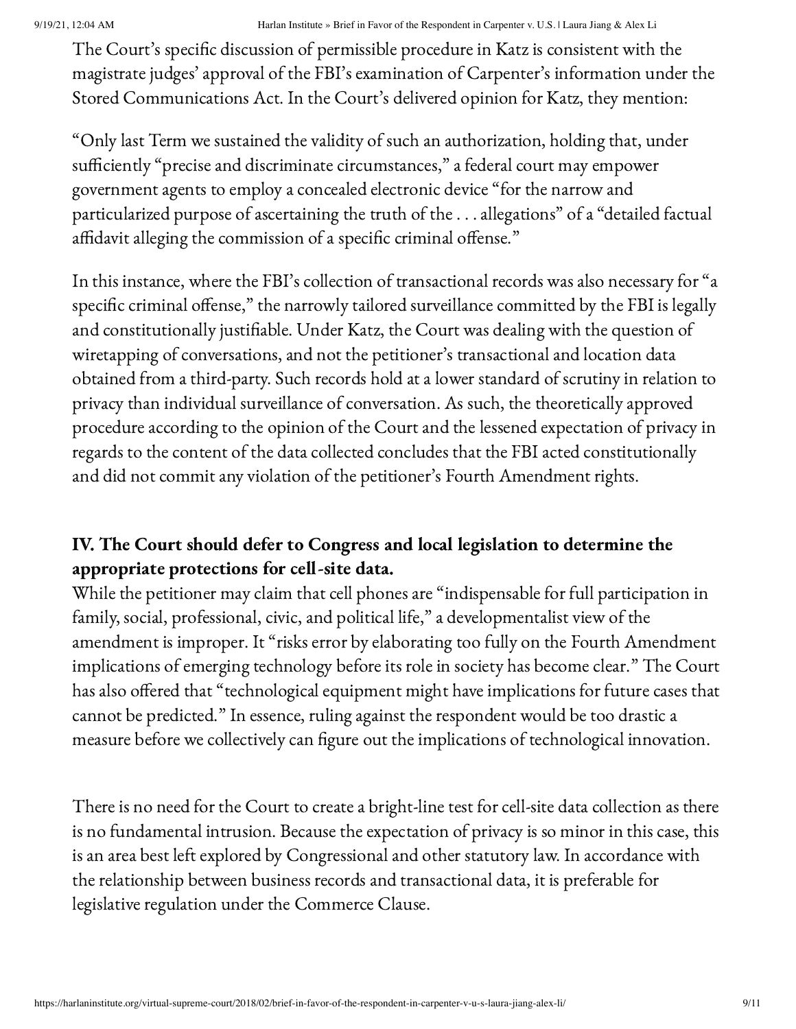The Court's specific discussion of permissible procedure in Katz is consistent with the magistrate judges' approval of the FBI's examination of Carpenter's information under the Stored Communications Act. In the Court's delivered opinion for Katz, they mention:

"Only last Term we sustained the validity of such an authorization, holding that, under sufficiently "precise and discriminate circumstances," a federal court may empower government agents to employ a concealed electronic device "for the narrow and particularized purpose of ascertaining the truth of the . . . allegations" of a "detailed factual affidavit alleging the commission of a specific criminal offense."

In this instance, where the FBI's collection of transactional records was also necessary for "a specific criminal offense," the narrowly tailored surveillance committed by the FBI is legally and constitutionally justifiable. Under Katz, the Court was dealing with the question of wiretapping of conversations, and not the petitioner's transactional and location data obtained from a third-party. Such records hold at a lower standard of scrutiny in relation to privacy than individual surveillance of conversation. As such, the theoretically approved procedure according to the opinion of the Court and the lessened expectation of privacy in regards to the content of the data collected concludes that the FBI acted constitutionally and did not commit any violation of the petitioner's Fourth Amendment rights.

## IV. The Court should defer to Congress and local legislation to determine the appropriate protections for cell-site data.

While the petitioner may claim that cell phones are "indispensable for full participation in family, social, professional, civic, and political life," a developmentalist view of the amendment is improper. It "risks error by elaborating too fully on the Fourth Amendment implications of emerging technology before its role in society has become clear." The Court has also offered that "technological equipment might have implications for future cases that cannot be predicted." In essence, ruling against the respondent would be too drastic a measure before we collectively can figure out the implications of technological innovation.

There is no need for the Court to create a bright-line test for cell-site data collection as there is no fundamental intrusion. Because the expectation of privacy is so minor in this case, this is an area best left explored by Congressional and other statutory law. In accordance with the relationship between business records and transactional data, it is preferable for legislative regulation under the Commerce Clause.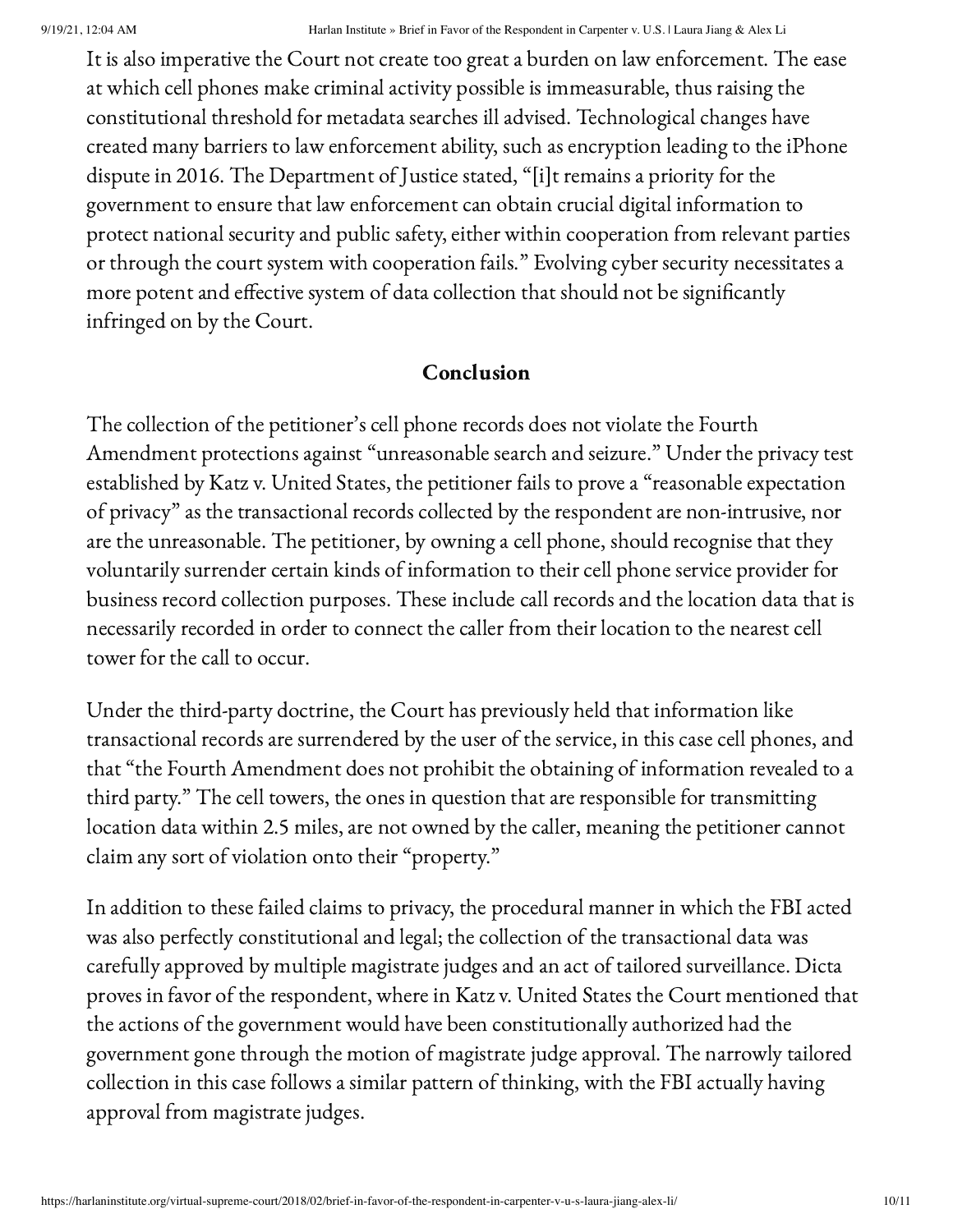It is also imperative the Court not create too great a burden on law enforcement. The ease at which cell phones make criminal activity possible is immeasurable, thus raising the constitutional threshold for metadata searches ill advised. Technological changes have created many barriers to law enforcement ability, such as encryption leading to the iPhone dispute in 2016. The Department of Justice stated, "[i]t remains a priority for the government to ensure that law enforcement can obtain crucial digital information to protect national security and public safety, either within cooperation from relevant parties or through the court system with cooperation fails." Evolving cyber security necessitates a more potent and effective system of data collection that should not be significantly infringed on by the Court.

## Conclusion

The collection of the petitioner's cell phone records does not violate the Fourth Amendment protections against "unreasonable search and seizure." Under the privacy test established by Katz v. United States, the petitioner fails to prove a "reasonable expectation of privacy" as the transactional records collected by the respondent are non-intrusive, nor are the unreasonable. The petitioner, by owning a cell phone, should recognise that they voluntarily surrender certain kinds of information to their cell phone service provider for business record collection purposes. These include call records and the location data that is necessarily recorded in order to connect the caller from their location to the nearest cell tower for the call to occur.

Under the third-party doctrine, the Court has previously held that information like transactional records are surrendered by the user of the service, in this case cell phones, and that "the Fourth Amendment does not prohibit the obtaining of information revealed to a third party." The cell towers, the ones in question that are responsible for transmitting location data within 2.5 miles, are not owned by the caller, meaning the petitioner cannot claim any sort of violation onto their "property."

In addition to these failed claims to privacy, the procedural manner in which the FBI acted was also perfectly constitutional and legal; the collection of the transactional data was carefully approved by multiple magistrate judges and an act of tailored surveillance. Dicta proves in favor of the respondent, where in Katz v. United States the Court mentioned that the actions of the government would have been constitutionally authorized had the government gone through the motion of magistrate judge approval. The narrowly tailored collection in this case follows a similar pattern of thinking, with the FBI actually having approval from magistrate judges.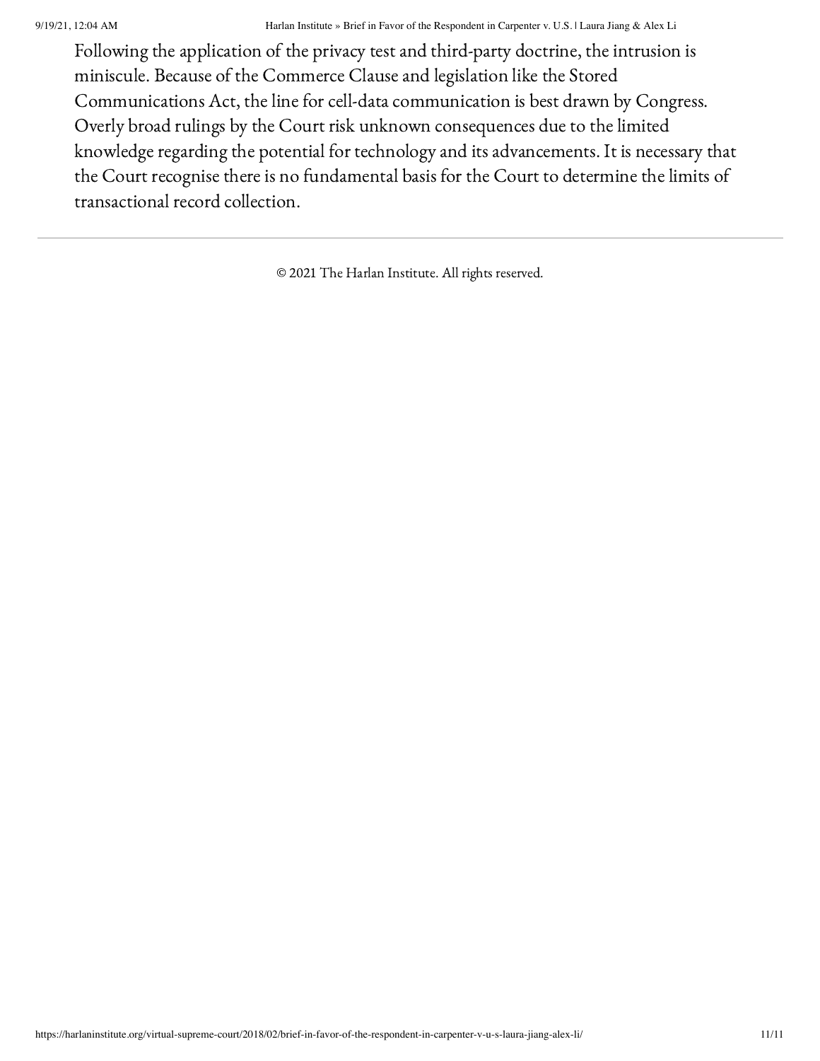Following the application of the privacy test and third-party doctrine, the intrusion is miniscule. Because of the Commerce Clause and legislation like the Stored Communications Act, the line for cell-data communication is best drawn by Congress. Overly broad rulings by the Court risk unknown consequences due to the limited knowledge regarding the potential for technology and its advancements. It is necessary that the Court recognise there is no fundamental basis for the Court to determine the limits of transactional record collection.

---

© 2021 The Harlan Institute. All rights reserved.